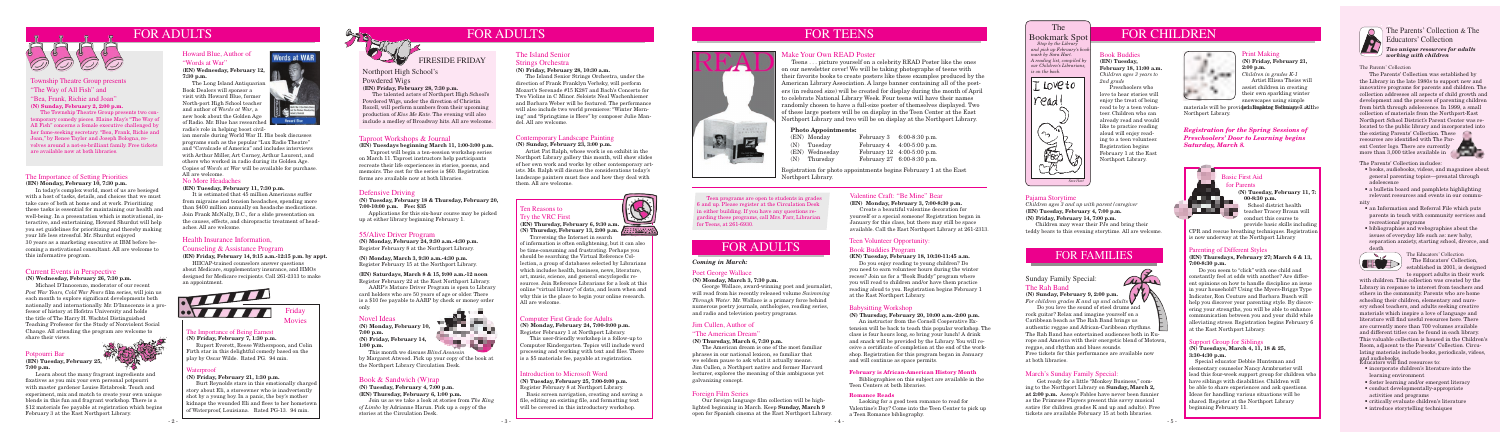# FOR ADULTS

### Township Theatre Group presents "The Way of All Fish" and "Bea, Frank, Richie and Joan"

**(N) Sunday, February 3, 2:00 p.m.**

The Township Theatre Group presents two contemporary comedy pieces. Elaine May's "The Way of All Fish" concerns a female executive challenged by her form-seeking secretary. "Bea, Frank, Richie and Joan," by Renee Taylor and Joseph Bologna, revolves around a not-so-brilliant family. Free tickets are available now at both libraries.

### The Importance of Setting Priorities

**(EN) Monday, February 18, 7:30 p.m.**

In today's complex world, most of us are besieged with a host of tasks, details, and chores that we must take care of both at home and at work. Prioritizing these tasks is essential for success, happiness, and well-being. In a presentation which is motivational, interactive, and encouraging, Howard Shirdan will help you set guidelines for prioritizing and thereby making your life less stressful. Mr. Shirdan enjoyed 10 years as a marketing executive at IBM before becoming a motivational consultant. All are welcome to this informative program.

### Current Events in Perspective

**(N) Wednesday, February 20, 7:30 p.m.**

Michael D'Innocenzo, moderator of our recent *Post War Years, Cold War Fears* film series, will join us each month to explore significant developments both nationally and internationally. Mr. D'Innocenzo is a professor of history at Hofstra University and holds the title of The Harry H. Wachtel Distinguished Teaching Professor for the Study of Nonviolent Social Change. All attending the program are welcome to share their views.

### Potpourri Bar

**(EN) Tuesday, February 26, 7:00 p.m.**

Learn about the many fragrant ingredients and fixatives as you make your own personal potpourri with master gardener Louise Reinbrook. Teach and experiment, mix and match to create your own unique blends in this fun and fragrant workshop. There is a $12 materials fee payable at registration which begins February 5 at the East Northport Library.

### Howard Blue, Author of "Words at War"

**(EN) Wednesday, February 12, 7:30 p.m.**

The Long Island Antiquarian Book Dealers will sponsor a visit with Howard Blue, former North-port High School teacher and author of *Words at War*, a new book about the Golden Age of Radio. Mr. Blue has researched radio's role in helping boost civilian morale during World War II. The book discusses programs such as the popular "Lux Radio Theatre" and "Cavalcade of America" and includes interviews with Arthur Miller, Art Carney, Arthur Laurents, and others who worked in radio during its Golden Age. Copies of *Words at War* will be available for purchase. All are welcome.

### No More Headaches

**(EN) Tuesday, February 11, 7:30 p.m.**

It is estimated that 45 million Americans suffer from migraine and tension headaches, spending more than $400 million annually on headache medications. Join Frank McNulty, D.C., for a slide presentation on the causes, effects, and chiropractic treatment of headaches. All are welcome.

### Health Insurance Information, Counseling & Assistance Program

**(EN) Friday, February 14, 9:15 a.m.-12:15 p.m. by appt.**

HIICAP-trained counselors answer questions about Medicare, supplementary insurance, and HMOs designed for Medicare recipients. Call 261-2313 to make an appointment.

### Friday Movies

#### The Importance of Being Earnest

**(N) Friday, February 7, 1:30 p.m.**

Rupert Everett, Reese Witherspoon, and Colin Firth star in this delightful comedy based on the play by Oscar Wilde. Rated PG. 94 min.

#### Waterproof

**(N) Friday, February 21, 1:30 p.m.**

Burt Reynolds stars in this emotionally charged story about Eli, a storeowner who is inadvertently shot by a young boy. In a panic, the boy's mother kidnaps the wounded Eli and flees to her hometown of Waterproof, Louisiana. Rated PG-13. 94 min.

## FIRESIDE FRIDAY

### Northport High School's Powdered Wigs

**(EN) Friday, February 28, 7:30 p.m.**

The talented actors of Northport High School's Powdered Wigs, under the direction of Christin Rusell, will perform numbers from their upcoming production of *Kiss Me Kate*. The evening will also include a medley of Broadway hits. All are welcome.

### Taproot Workshops & Journal

**(EN) Tuesdays beginning March 11, 1:00-3:00 p.m.**

Taproot will begin a ten-session workshop series on March 11. Taproot instructors help participants recreate their life experiences in stories, poems, and memoirs. The cost for the series is $60. Registration forms are available now at both libraries.

### Defensive Driving

**(N) Tuesday, February 18 & Thursday, February 20, 7:00-10:00 p.m. Fee: $35**

Applications for this six-hour course may be picked up at either library beginning February 1.

### 55/Alive Driver Program

**(N) Monday, February 24, 9:30 a.m.-4:30 p.m.**

Register February 8 at the Northport Library.

**(N) Monday, March 3, 9:30 a.m.-4:30 p.m.**

Register February 15 at the Northport Library.

**(EN) Saturdays, March 8 & 15, 9:00 a.m.-12 noon**

Register February 22 at the East Northport Library. AARP's Mature Driver Program is open to Library card holders who are 50 years of age or older. There is a $10 fee payable to AARP by check or money order only.

### Novel Ideas

**(N) Monday, February 10, 7:00 p.m.**

**(N) Friday, February 14, 1:00 p.m.**

This month we discuss *Blind Assassin* by Margaret Atwood. Pick up your copy of the book at the Northport Library Circulation Desk.

### Book & Sandwich (W)rap

**(N) Tuesday, February 4, 7:00 p.m.**

**(EN) Tuesday, February 4, 1:00 p.m.**

Join us as we take a look at the novel *The King of Limbo* by Adrianne Harun. Pick up a copy of the stories at the Circulation Desk.

### The Island Senior Strings Orchestra

**(N) Friday, February 28, 10:30 a.m.**

The Island Senior Strings Orchestra, under the direction of Frank Franklin Verbsky, will perform Mozart's Serenade #15 K387 and Bach's Concerto for Two Violins in C Minor. Soloists Neal Wachenhauser and Barbara Weber will be featured. The performance will also include two world premieres: "Winter Morning" and "Springtime is Here" by composer Julie Mandel. All are welcome.

### Contemporary Landscape Painting

**(N) Sunday, February 23, 2:00 p.m.**

Artist Pat Ralph, whose work is on exhibit in the Northport Library gallery this month, will show slides of her own work and works by other contemporary artists. Ms. Ralph will discuss the considerations today's landscape painters must face and how they deal with them. All are welcome.

### Ten Reasons to Try the VRC First

**(EN) Thursday, February 6, 9:30 a.m.**

**(N) Thursday, February 13, 2:00 p.m.**

Traversing the Internet in search of information is often enlightening, but it can also be time-consuming and frustrating. Perhaps you should be searching the Virtual Reference Collection, a group of databases selected by Librarians which includes health, business, news, literature, art, music, science, and general encyclopedic resources. Join Reference Librarians for a look at this online "virtual library" of data, and learn when and why this is the place to begin your online research. All are welcome.

### Computer First Grade for Adults

**(N) Monday, February 24, 7:00-9:00 p.m.**

Register February 1 at Northport Library.

This user-friendly workshop is a follow-up to Computer Kindergarten. Topics will include word processing and working with text and files. There is a $5 materials fee, payable at registration.

### Introduction to Microsoft Word

**(N) Tuesday, February 25, 7:00-9:00 p.m.**

Register February 8 at Northport Library.

Basic screen navigation, creating and saving a file, editing an existing file, and formatting text will be covered in this introductory workshop.

# FOR TEENS

### Make Your Own READ Poster

Teens . . . picture yourself on a celebrity READ Poster like the ones on our newsletter cover! We will be taking photographs of teens with their favorite books to create posters like those examples produced by the American Library Association. A large banner containing all of the posters (in reduced size) will be created for display during the month of April to celebrate National Library Week. Four teens will have their names randomly chosen to have a full-size poster of themselves displayed. Two of these large posters will be on display in the Teen Center at the East Northport Library and two will be on display at the Northport Library.

**Photo Appointments:**

| | | |
|---|---|---|
| (EN) Monday | February 3 | 6:00-8:30 p.m. |
| (N) Tuesday | February 4 | 4:00-5:00 p.m. |
| (EN) Wednesday | February 12 | 4:00-5:00 p.m. |
| (N) Thursday | February 27 | 6:00-8:30 p.m. |

Registration for photo appointments begins February 1 at the East Northport Library.

Teen programs are open to students in grades 6 and up. Please register at the Circulation Desk in either building. If you have any questions regarding these programs, call Mrs. Farr, Librarian for Teens, at 261-6930.

# FOR ADULTS

*Coming in March:*

### Poet George Wallace

**(N) Monday, March 3, 7:30 p.m.**

George Wallace, award-winning poet and journalist, will read from his recently released volume *Swimming Through Water*. Mr. Wallace is a primary force behind numerous poetry journals, anthologies, reading series, and radio and television poetry programs.

### Jim Cullen, Author of "The American Dream"

**(N) Thursday, March 6, 7:30 p.m.**

The American Dream is one of the most familiar phrases in our national lexicon, so familiar that we seldom pause to ask what it actually means. Jim Cullen, a Northport native and former Harvard lecturer, explores the meaning of this ambiguous yet galvanizing concept.

### Foreign Film Series

Our foreign language film collection will be highlighted beginning in March. Keep **Sunday, March 9** open for Spanish cinema at the East Northport Library.

### Valentine Craft: "Be Mine" Bear

**(EN) Monday, February 3, 7:00-8:30 p.m.**

Create a beautiful valentine decoration for yourself or a special someone! Registration begins in January for this class, but there may still be space available. Call the East Northport Library at 261-2313.

### Teen Volunteer Opportunity: Book Buddies Program

**(EN) Tuesday, February 18, 10:30-11:45 a.m.**

Do you enjoy reading to young children? Do you need to earn volunteer hours during the winter recess? Join us for a "Book Buddy" program where you will read to children and/or have them practice reading aloud to you. Registration begins February 1 at the East Northport Library.

### Babysitting Workshop

**(N) Thursday, February 20, 10:00 a.m.-2:00 p.m.**

An instructor from the Cornell Cooperative Extension will be back to teach this popular workshop. The class is four hours long, so bring your lunch! A drink and snack will be provided by the Library. You will receive a certificate of completion at the end of the workshop. Registration for this program begins in January and will continue as space permits.

### February is African-American History Month

Bibliographies on this subject are available in the Teen Centers at both libraries.

### Romance Reads

Looking for a good teen romance to read for Valentine's Day? Come into the Teen Center to pick up a Teen Romance bibliography.

# FOR CHILDREN

### The Bookmark Spot

*Stop by the Library and pick up February's bookmark by Sara Burt. A reading list, compiled by our Children's Librarians, is on the back.*

### Book Buddies

**(EN) Tuesday, February 18, 11:00 a.m.**

*Children ages 3 years to 2nd grade*

Preschoolers who love to hear stories will enjoy the treat of being read to by a teen volunteer. Children who can already read and would like to practice reading aloud will enjoy reading to a teen volunteer. Registration begins February 1 at the East Northport Library.

### Print Making

**(N) Friday, February 21, 2:00 p.m.**

*Children in grades K-1*

Artist Elena Themis will assist children in creating their own sparkling winter snowscapes using simple materials. Registration begins February 1 at the Northport Library.

*Registration for the Spring Sessions of Preschoolers' Door to Learning begins Saturday, March 8.*

### Pajama Storytime

*Children ages 3 and up with parent/caregiver*

**(EN) Tuesday, February 4, 7:00 p.m.**

**(N) Friday, February 14, 7:00 p.m.**

Children may wear their PJs and bring their teddy bears to this evening storytime. All are welcome.

# FOR FAMILIES

### Sunday Family Special: The Rub Band

**(N) Sunday, February 9, 2:00 p.m.**

*For children grades K and up and adults*

Do you love the sound of steel drums and rock guitar? Relax and imagine yourself on a Caribbean beach as The Rub Band brings us authentic reggae and African-Caribbean rhythms. The Rub Band has entertained audiences both in Europe and America with their energetic blend of Motown, reggae, and rhythm and blues sounds. Free tickets for this performance are available now at both libraries.

### March's Sunday Family Special:

Get ready for a little "Monkey Business," coming to the Northport Library on **Sunday, March 2, at 2:00 p.m.** Aesop's Fables have never been funnier as the Primrose Players present this savvy musical series (for children grades K and up and adults). Free tickets are available February 15 at both libraries.

### The Parent's Collection & The Educators' Collection

*Two unique resources for adults working with children*

The Parents' Collection

The Parents' Collection was established by the Library in the late 1980s to support new and innovative programs for parents and children. The collection addresses all aspects of child growth and development and the process of parenting children from birth through adolescence. In 1998, a small collection of materials from the Northport-East Northport School District's Parent Center was relocated to the public library and incorporated into the existing Parents' Collection. These resources are identified with The Parent Center logo. There are currently more than 3,000 titles available in The Parents' Collection includes:

- books, audiobooks, videos, and magazines about general parenting topics—prenatal through adolescence
- a bulletin board and pamphlets highlighting relevant resources and events in our community
- an Information and Referral File which puts parents in touch with community services and recreational programs
- bibliographies and webographies about the issues of everyday life such as: new baby, separation anxiety, starting school, divorce, and death

The Educators' Collection

The Educators' Collection, established in 2001, is designed to support adults in their work with children. This collection was created by the Library in response to interest from teachers and others in the community. Parents who are homeschooling their children, elementary and nursery school teachers, and others involved in teaching children will find useful resources here. There are currently more than 700 volumes available and different titles can be found in each library. This valuable collection is housed in the Children's Room, adjacent to the Parents' Collection. Circulating materials include books, periodicals, videos, and audiobooks.

### Basic First Aid for Parents

**(N) Tuesday, February 11, 7:00-8:30 p.m.**

School district health teacher Tracey Braun will conduct this course to provide basic skills including CPR and rescue breathing for infants. Registration is now underway at the Northport Library.

### Parenting of Different Styles

**(EN) Thursdays, February 27, March 6 & 13, 7:00-8:30 p.m.**

Do you seem to "click" with one child and constantly feel at odds with another? Are different opinions on how to handle discipline an issue in your household? Using the Myers-Briggs Type Indicator, Ron Couture and Barbara Busch will help you discover your parenting style. By discovering your strengths, you will be able to enhance communication between you and your child while alleviating stress. Registration begins February 6 at the East Northport Library.

### Support Group for Siblings

**(N) Tuesdays, March 4, 11, 18 & 25, 3:30-4:30 p.m.**

Special education Debbie Hantsman and elementary counselor Nancy Armbruster will lead this four-week support group for children who have siblings with disabilities. Children will be able to share experiences and ask questions. Ideas for handling various situations will be shared. Register at the Northport Library beginning February 11.

Educators will find resources to:

- incorporate children's literature into the learning environment
- foster learning and/or emergent literacy
- conduct developmentally-appropriate activities and programs
- critically evaluate children's literature
- introduce storytelling techniques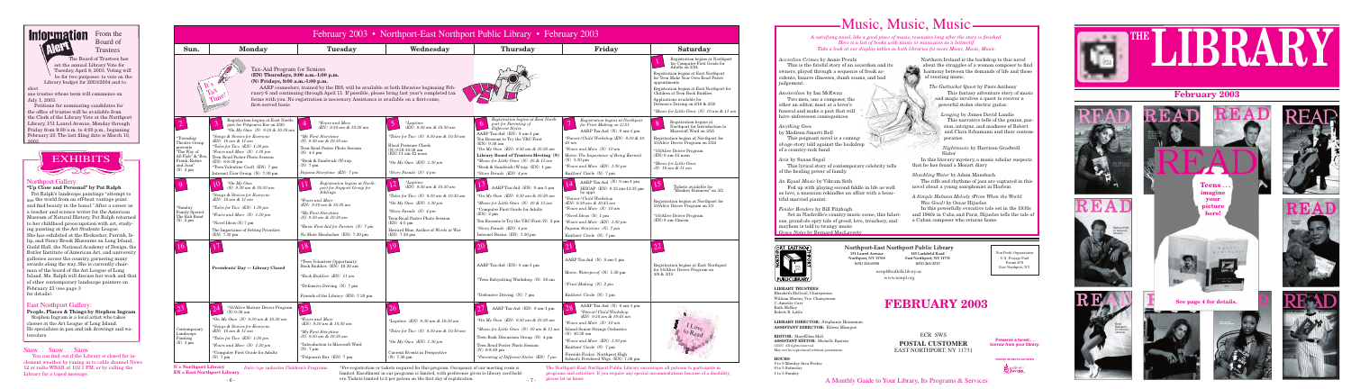# Information Alert

From the Board of Trustees

The Board of Trustees has set the annual Library Vote for Tuesday, April 8, 2003. Voting will be for two purposes: to vote on the Library budget for 2003/2004 and to elect

one trustee whose term will commence on July 1, 2003.

Petitions for nominating candidates for the office of trustee will be available from the Clerk of the Library Vote at the Northport Library, 151 Laurel Avenue, Monday through Friday from 9:00 a.m. to 4:00 p.m., beginning February 20. The last filing date is March 10, 2003.

# EXHIBITS

## Northport Gallery:

### "Up Close and Personal" by Pat Ralph

Pat Ralph's landscape paintings "attempt to see the world from an off-beat vantage point and find beauty in the banal." After a career as a teacher and science writer for the American Museum of Natural History, Pat Ralph returned to her childhood preoccupation with art, studying painting at the Art Students League. She has exhibited at the Heckscher, Parrish, Islip, and Stony Brook Museums on Long Island, Guild Hall, the National Academy of Design, the Butler Institute of American Art, and university galleries across the country, garnering many awards along the way. She is currently chairman of the board of the Art League of Long Island. Ms. Ralph will discuss her work and that of other contemporary landscape painters on February 23 (see page 3 for details).

## East Northport Gallery:

### People, Places & Things by Stephen Ingram

Stephen Ingram is a local artist who takes glimpses at the art of Long Island. He specializes in pen and ink drawings and watercolors.

## Snow . . . Snow . . . Snow

You can find out if the Library is closed for inclement weather by tuning in to cable channel News 12 or radio WBAB at 102.1 FM, or by calling the Library for a taped message.

# February 2003 • Northport-East Northport Public Library • February 2003

| Sun. | Monday | Tuesday | Wednesday | Thursday | Friday | Saturday |
|---|---|---|---|---|---|---|
| | **Tax-Aid Program for Seniors** (EN) Thursdays, 2:00 p.m.-5:00 p.m. (N) Fridays, 9:00 a.m.-1:00 p.m. AARP counselors, trained by the IRS, will be available at both libraries beginning February 6 and continuing through April 11. If possible, please bring last year's completed tax forms with you. No registration is necessary. Assistance is available on a first-come, first-served basis. | | | | | **1** Registration begins at Northport for Computer First Grade for Adults on 2/25<br>Registration begins at East Northport for Teens Make Your Own Bead Poster appointments<br>Registration begins at East Northport for Children of Teen Book Buddies<br>Applications available for Defensive Driving on 2/18 & 2/25<br>*Music for Little Ones (N) 10 am & 11 am |
| **2** *Township Theatre Group presents "The Way of All Fish" & "Box Frank, Butler and Jean" (N) 2 pm | **3** Registration begins at East Northport for Potpourri Fair on 2/25<br>*On My Own (N) 9:30 & 10:30 am<br>*Songs & Stories for Everyone (EN) 10 am & 11 am<br>*Tales for Two (EN) 1:30 pm<br>*Fours and More (N) 1:30 pm<br>Teen Road Poster Photo Session (EN) 6:00-8 pm<br>*Teen Valentine Craft (EN) 7 pm<br>Internet User Group (N) 7:30 pm | **4** *Fours and More (EN) 9:30 am & 10:30 am<br>*My First Storytime (N) 9:30 am & 10:30 am<br>Teen Road Poster Photo Session (N) 4-6 pm<br>*Book & Sandwich (W)rap (N) 7 pm<br>Pajama Storytime (EN) 7 pm | **5** *Laptime (EN) 9:30 am & 10:30 am<br>*Tales for Two (N) 9:30 am & 10:30 am<br>Blood Pressure Check (N) 9:30-11:30 am (EN) 11 am-12 noon<br>*On My Own (EN) 1:30 pm<br>*Story Parade (N) 4 pm | **6** *Registration begins at East Northport for Parenting of Different Styles*<br>AARP Tax-Aid (EN) 2 until 5 pm<br>Tea Sessions to Try the VEC First (EN) 5:30 pm<br>*On My Own (EN) 9:30 am & 10:30 am<br>**Library Board of Trustees Meeting** (N)<br>*Music for Little Ones (N) 10 & 11 am<br>*Book & Sandwich (W)rap (EN) 1 pm<br>*Story Parade (EN) 4 pm | **7** *Registration begins at Northport for Front Making on 2/21*<br>AARP Tax-Aid (N) 9 am-1 pm<br>*Parent/Child Workshop (EN) 9:30 & 10:45 am<br>*Fours and More (N) 10 am<br>Movie: *The Importance of Being Earnest* (N) 1:30 pm<br>*Fours and More (EN) 1:30 pm<br>Knitters' Circle (N) 7 pm | **8** Registration at Northport for Introduction to Microsoft Word on 2/25<br>Registration begins at Northport for 55/Alive Driver Program on 3/24<br>*55/Alive Driver Program (EN) 9 am-12 noon<br>*Music for Little Ones (N) 10 am & 11 am |
| **9** *Sunday Family Special: The Kids Band (N) 2 pm | **10** *On My Own (N) 9:30 am & 10:30 am<br>*Songs & Stories for Everyone (EN) 10 am & 11 am<br>*Tales for Two (EN) 1:30 pm<br>*Fours and More (N) 1:30 pm<br>*Novel Ideas (N) 7 pm<br>The Importance of Setting Priorities (EN) 7:30 pm | **11** Registration begins at Northport for Support Group for Siblings<br>*Fours and More (EN) 9:30 am & 10:30 am<br>*My First Storytime (N) 9:30 am & 10:30 am<br>*Basic First Aid for Parents (N) 7 pm<br>No More Headaches (EN) 7:30 pm | **12** *Laptime (N) 9:30 am & 10:30 am<br>*Tales for Two (N) 9:30 am & 10:30 am<br>*On My Own (EN) 1:30 pm<br>*Story Parade (N) 4 pm<br>Teen Road Poster Photo Session (EN) 4-6 pm<br>Howard Blue, Author of Words at War (EN) 7:30 pm | **13** AARP Tax-Aid (EN) 2 until 5 pm<br>*On My Own (EN) 9:30 am & 10:30 am<br>*Music for Little Ones (N) 10 & 11 am<br>*Computer First Grade for Adults (EN) 2 pm<br>Tea Sessions to Try the VEC First (N) 2 pm<br>*Story Parade (EN) 4 pm<br>Internet Basics (EN) 7:30 pm | **14** AARP Tax-Aid (N) 9 am-1 pm<br>*AARP Tax-Aid (EN) 9:15 am-12:15 pm by appt.<br>*Parent/Child Workshop (EN) 9:30 am & 10:45 am<br>*Fours and More (N) 10 am<br>*Novel Ideas (N) 1 pm<br>*Fours and More (EN) 1:30 pm<br>Pajama Storytime (N) 7 pm<br>Knitters' Circle (N) 7 pm | **15** Tickets available for "Monkey Business" on 3/2<br>Registration begins at Northport for 55/Alive Driver Program on 3/1<br>*55/Alive Driver Program (EN) 9 am-12noon |
| **16** | **17** **Presidents' Day – Library Closed** | **18** *Teen Volunteer Opportunity: Book Buddies (EN) 10:30 am<br>*Book Buddies (EN) 11 am<br>*Defensive Driving (N) 7 pm<br>Friends of the Library (EN) 7:30 pm | **19** | **20** AARP Tax-Aid (EN) 2 until 5 pm<br>*Teen Babysitting Workshop (N) 10 am<br>*Defensive Driving (N) 7 pm | **21** AARP Tax-Aid (N) 9 am-1 pm<br>Movie: *Waterproof* (N) 1:30 pm<br>*Front Making (N) 2 pm<br>Knitters' Circle (N) 7 pm | **22** Registration begins at East Northport for 55/Alive Driver Program on 3/8 & 3/15 |
| **23** Contemporary Landscape Painting (N) 2 pm | **24** *55/Alive Mature Driver Program (N) 9:30 am<br>*On My Own (N) 9:30 am & 10:30 am<br>*Songs & Stories for Everyone (EN) 10 am & 11 am<br>*Tales for Two (EN) 1:30 pm<br>*Fours and More (N) 1:30 pm<br>*Computer First Grade for Adults (N) 7 pm | **25** *Fours and More (EN) 9:30 am & 10:30 am<br>*My First Storytime (N) 9:30 am & 10:30 am<br>*Introduction to Microsoft Word (N) 7 pm<br>*Potpourri Fair (EN) 7 pm | **26** *Laptime (EN) 9:30 am & 10:30 am<br>*Tales for Two (N) 9:30 am & 10:30 am<br>*On My Own (EN) 1:30 pm<br>Current Events in Perspective (N) 7:30 pm | **27** AARP Tax-Aid (EN) 2 until 5 pm<br>*On My Own (EN) 9:30 am & 10:30 am<br>*Music for Little Ones (N) 10 am & 11 am<br>Teen Book Discussion Group (N) 4 pm<br>Teen Road Poster Photo Session (N) 4-6:30 pm<br>*Parenting of Different Styles (EN) 7 pm | **28** AARP Tax-Aid (N) 9 am-1 pm<br>*Parent/Child Workshop (EN) 9:30 am & 10:45 am<br>*Fours and More (N) 10 am<br>Island Senior Strings Orchestra (N) 10:30 am<br>*Fours and More (EN) 1:30 pm<br>Knitters' Circle (N) 7 pm<br>Fireside Friday: Northport High School's Weekend Hugs (EN) 7:30 pm | |

**N = Northport Library**
**EN = East Northport Library**

*Italic type* indicates Children's Programs.

*Pre-registration or tickets required for this program. Occupancy of our meeting rooms is limited. Enrollment in our programs is limited, with preference given to library card holders. Tickets limited to 2 per patron on the first day of registration.

The Northport-East Northport Public Library encourages all patrons to participate in programs and activities. If you require any special accommodations because of a disability, please let us know.

# Music, Music, Music

*A satisfying novel, like a good piece of music, resonates long after the story is finished. Here is a list of books with music or musicians as a leitmotif. Take a look at our display tables in both libraries for more Music, Music, Music.*

***Accordion Crimes*** by Annie Proulx
This is the fateful story of an accordion and its owners, played through a sequence of freak accidents, bizarre illnesses, dumb scams, and bad judgement.

***Amsterdam*** by Ian McEwan
Two men, one a composer, the other an editor, meet at a lover's funeral and make a pact that will have unforeseen consequences.

***Anything Goes*** by Madison Smartt Bell
This poignant novel is a coming-of-age story told against the backdrop of a country-rock band.

***Aria*** by Susan Segal
This lyrical story of contemporary celebrity tells of the healing power of family.

***As Equal Music*** by Vikram Seth
Fed up with playing second fiddle in life as well as love, a musician rekindles an affair with a beautiful married pianist.

***Fender Benders*** by Bill Fitzhugh
Set in Nashville's country music scene, this hilarious, grand ole opry tale of greed, love, treachery, and mayhem is told to twangy music.

***Grace Notes*** by Bernard MacLaverty
Northern Ireland is the backdrop to this novel about the struggles of a woman composer to find harmony between the demands of life and those of creating music.

***The Gutbucket Quest*** by Piers Anthony
This fantasy adventure story of music and magic involves a quest to recover a powerful stolen electric guitar.

***Longing*** by James David Landis
This narrative tells of the genius, passion, intrigue, and madness of Robert and Clara Schumann and their contemporaries.

***Nightmusic*** by Harrison Gradwell Slater
In this library mystery, a music scholar suspects that he has found a Mozart diary.

***Shaking Water*** by Adam Mansbach
The riffs and rhythms of jazz are captured in this novel about a young saxophonist in Harlem.

***A Simple Habana Melody (From When the World Was Good)*** by Oscar Hijuelos
In this powerfully evocative tale set in the 1930s and 1940s in Cuba and Paris, Hijuelos tells the tale of a Cuban composer who returns home.

# THE LIBRARY

**February 2003**

READ

Teens . . . imagine your picture here!

See page 4 for details.

**Northport-East Northport Public Library**

151 Laurel Avenue, Northport, NY 11768, (631) 261-6930
185 Larkfield Road, East Northport, NY 11731, (631) 261-2313

nenpl@suffolk.lib.ny.us

www.nenpl.org

**LIBRARY TRUSTEES**
Elizabeth McCrea, Chairperson
William Rarian, Vice Chairperson
C. Annette Carr
Ruth Mellon
Robert E. Little

**LIBRARY DIRECTOR:** Stephanie Heineman
**ASSISTANT DIRECTOR:** Eileen Minogue

**EDITOR:** MaryEllen Hall
**ASSISTANT EDITOR:** Michelle Epstein
©2003. All rights reserved.
May not be reprinted without permission.

**HOURS**
9 to 9 Monday thru Friday
9 to 5 Saturday
1 to 5 Sunday

Non-Profit Organization
U.S. Postage Paid
Permit #78
East Northport, NY

# FEBRUARY 2003

ECR SWS
**POSTAL CUSTOMER**
EAST NORTHPORT, NY 11731

Preserve a forest . . . borrow from your library.

A Monthly Guide to Your Library, Its Programs & Services